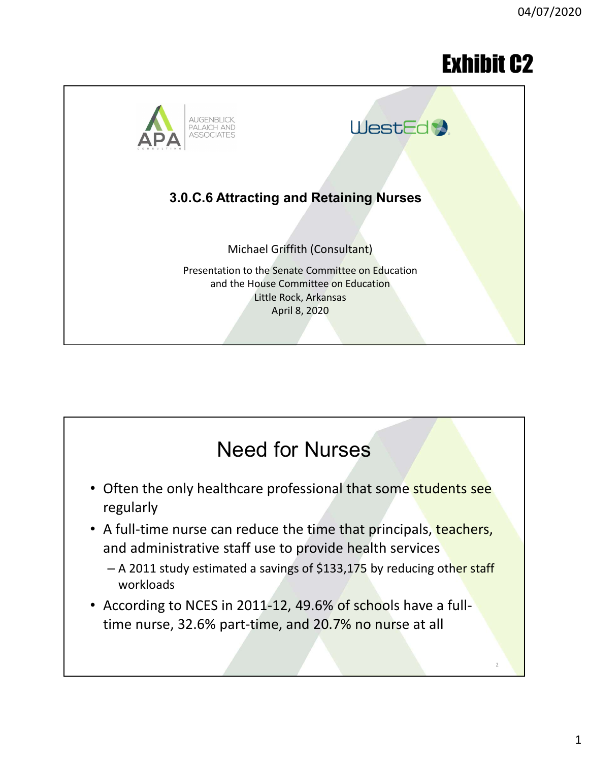# Exhibit C2

AUGENBLICK, PALAICH AND ASSOCIATES

WestEd

## 3.0.C.6 Attracting and Retaining Nurses

Michael Griffith (Consultant)

Presentation to the Senate Committee on Education
and the House Committee on Education
Little Rock, Arkansas
April 8, 2020

## Need for Nurses

- Often the only healthcare professional that some students see regularly
- A full-time nurse can reduce the time that principals, teachers, and administrative staff use to provide health services
  - A 2011 study estimated a savings of $133,175 by reducing other staff workloads
- According to NCES in 2011-12, 49.6% of schools have a full-time nurse, 32.6% part-time, and 20.7% no nurse at all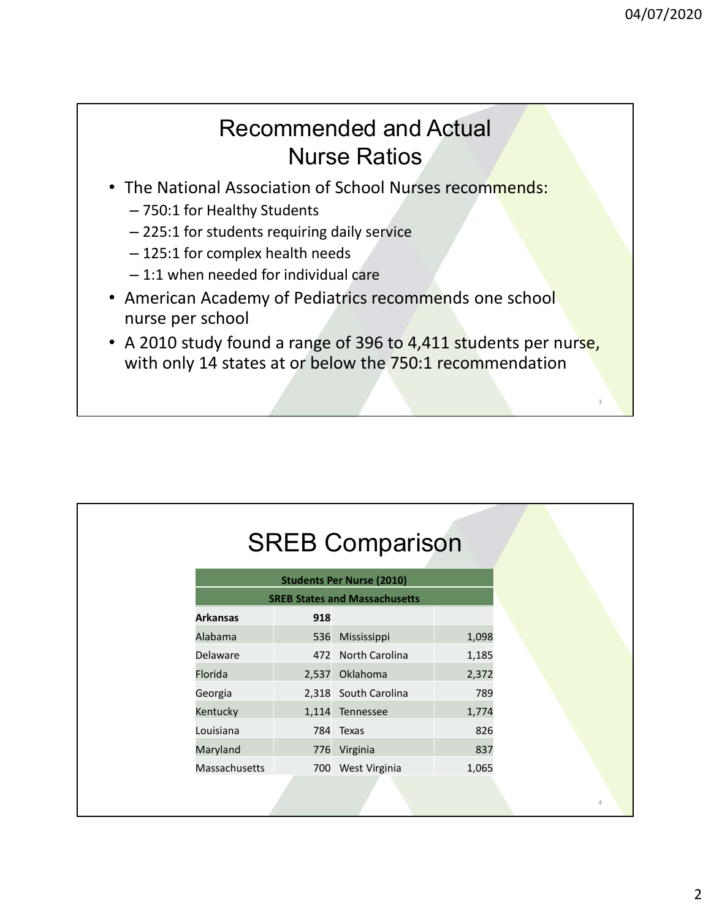## Recommended and Actual Nurse Ratios

- The National Association of School Nurses recommends:
  - 750:1 for Healthy Students
  - 225:1 for students requiring daily service
  - 125:1 for complex health needs
  - 1:1 when needed for individual care
- American Academy of Pediatrics recommends one school nurse per school
- A 2010 study found a range of 396 to 4,411 students per nurse, with only 14 states at or below the 750:1 recommendation

## SREB Comparison

| Students Per Nurse (2010) | | | |
|---|---|---|---|
| SREB States and Massachusetts | | | |
| **Arkansas** | **918** | | |
| Alabama | 536 | Mississippi | 1,098 |
| Delaware | 472 | North Carolina | 1,185 |
| Florida | 2,537 | Oklahoma | 2,372 |
| Georgia | 2,318 | South Carolina | 789 |
| Kentucky | 1,114 | Tennessee | 1,774 |
| Louisiana | 784 | Texas | 826 |
| Maryland | 776 | Virginia | 837 |
| Massachusetts | 700 | West Virginia | 1,065 |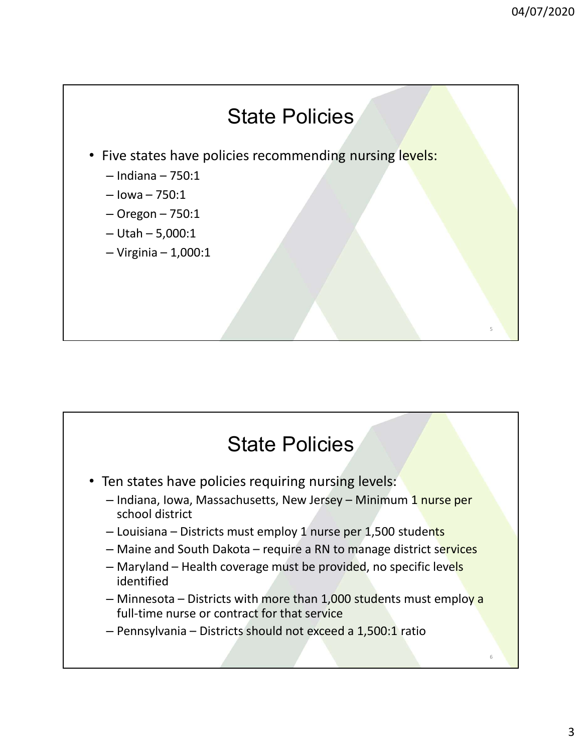# State Policies

- Five states have policies recommending nursing levels:
  - Indiana – 750:1
  - Iowa – 750:1
  - Oregon – 750:1
  - Utah – 5,000:1
  - Virginia – 1,000:1

# State Policies

- Ten states have policies requiring nursing levels:
  - Indiana, Iowa, Massachusetts, New Jersey – Minimum 1 nurse per school district
  - Louisiana – Districts must employ 1 nurse per 1,500 students
  - Maine and South Dakota – require a RN to manage district services
  - Maryland – Health coverage must be provided, no specific levels identified
  - Minnesota – Districts with more than 1,000 students must employ a full-time nurse or contract for that service
  - Pennsylvania – Districts should not exceed a 1,500:1 ratio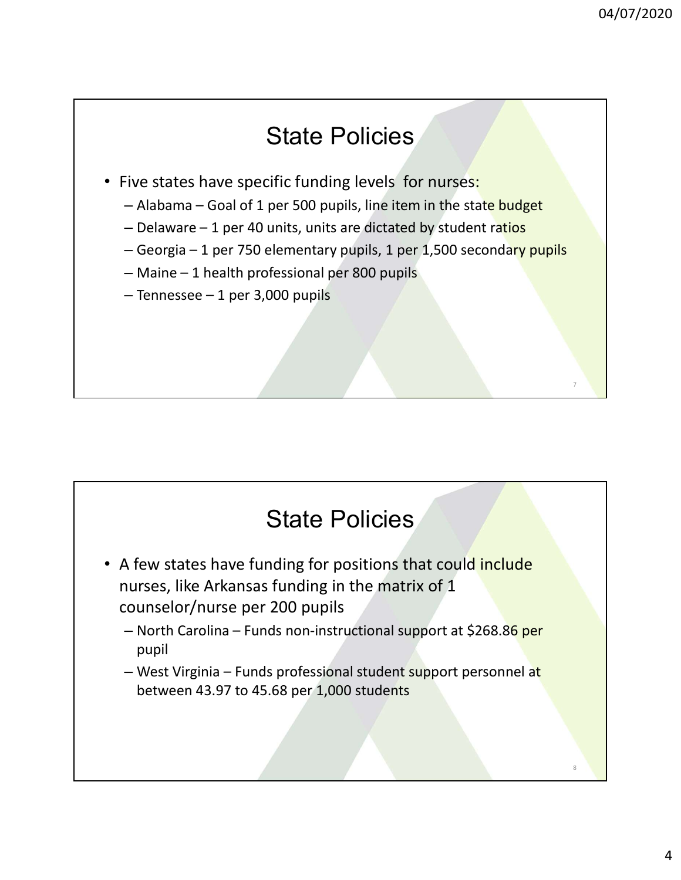## State Policies

- Five states have specific funding levels for nurses:
  - Alabama – Goal of 1 per 500 pupils, line item in the state budget
  - Delaware – 1 per 40 units, units are dictated by student ratios
  - Georgia – 1 per 750 elementary pupils, 1 per 1,500 secondary pupils
  - Maine – 1 health professional per 800 pupils
  - Tennessee – 1 per 3,000 pupils

## State Policies

- A few states have funding for positions that could include nurses, like Arkansas funding in the matrix of 1 counselor/nurse per 200 pupils
  - North Carolina – Funds non-instructional support at $268.86 per pupil
  - West Virginia – Funds professional student support personnel at between 43.97 to 45.68 per 1,000 students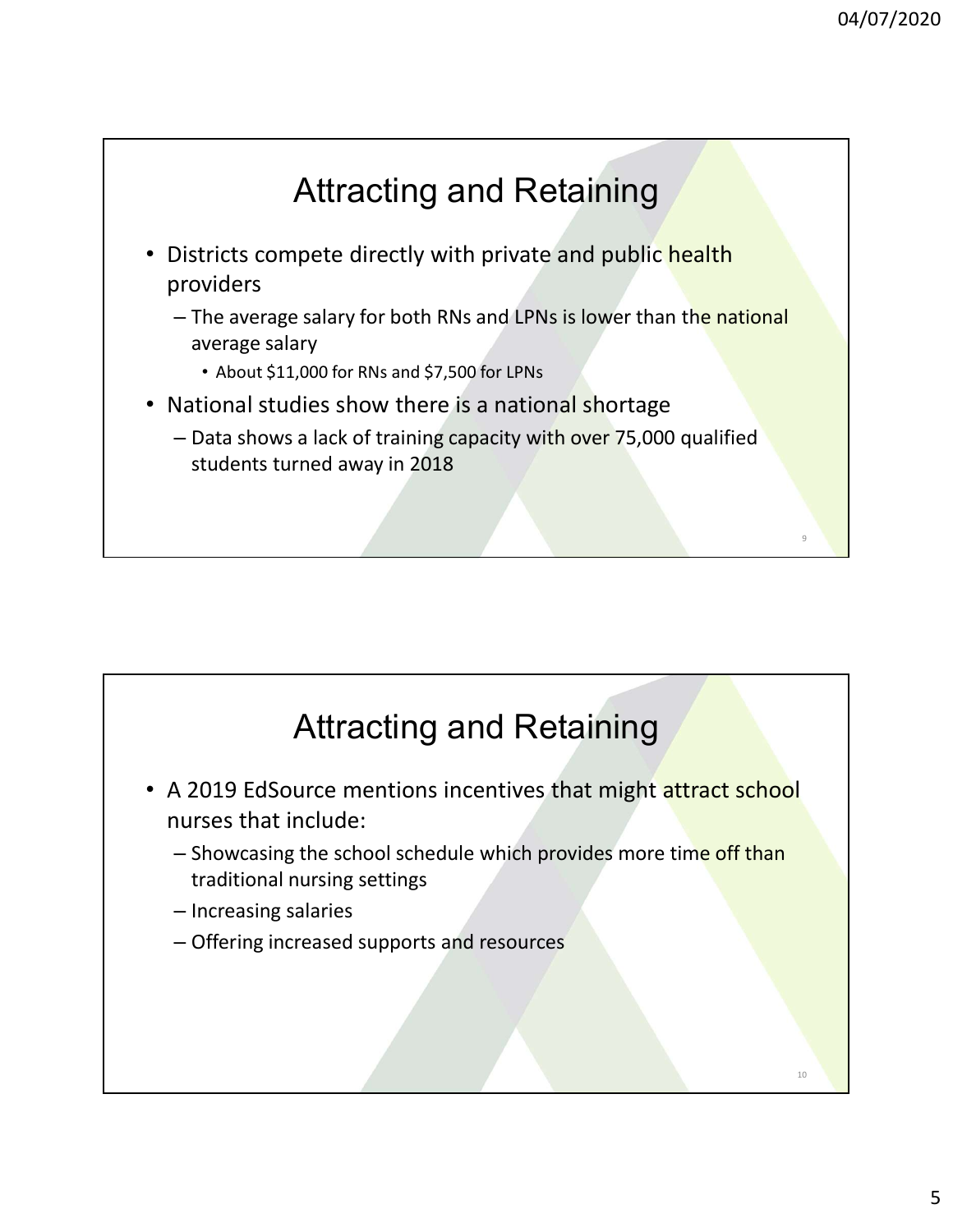## Attracting and Retaining

- Districts compete directly with private and public health providers
  - The average salary for both RNs and LPNs is lower than the national average salary
    - About $11,000 for RNs and $7,500 for LPNs
- National studies show there is a national shortage
  - Data shows a lack of training capacity with over 75,000 qualified students turned away in 2018

## Attracting and Retaining

- A 2019 EdSource mentions incentives that might attract school nurses that include:
  - Showcasing the school schedule which provides more time off than traditional nursing settings
  - Increasing salaries
  - Offering increased supports and resources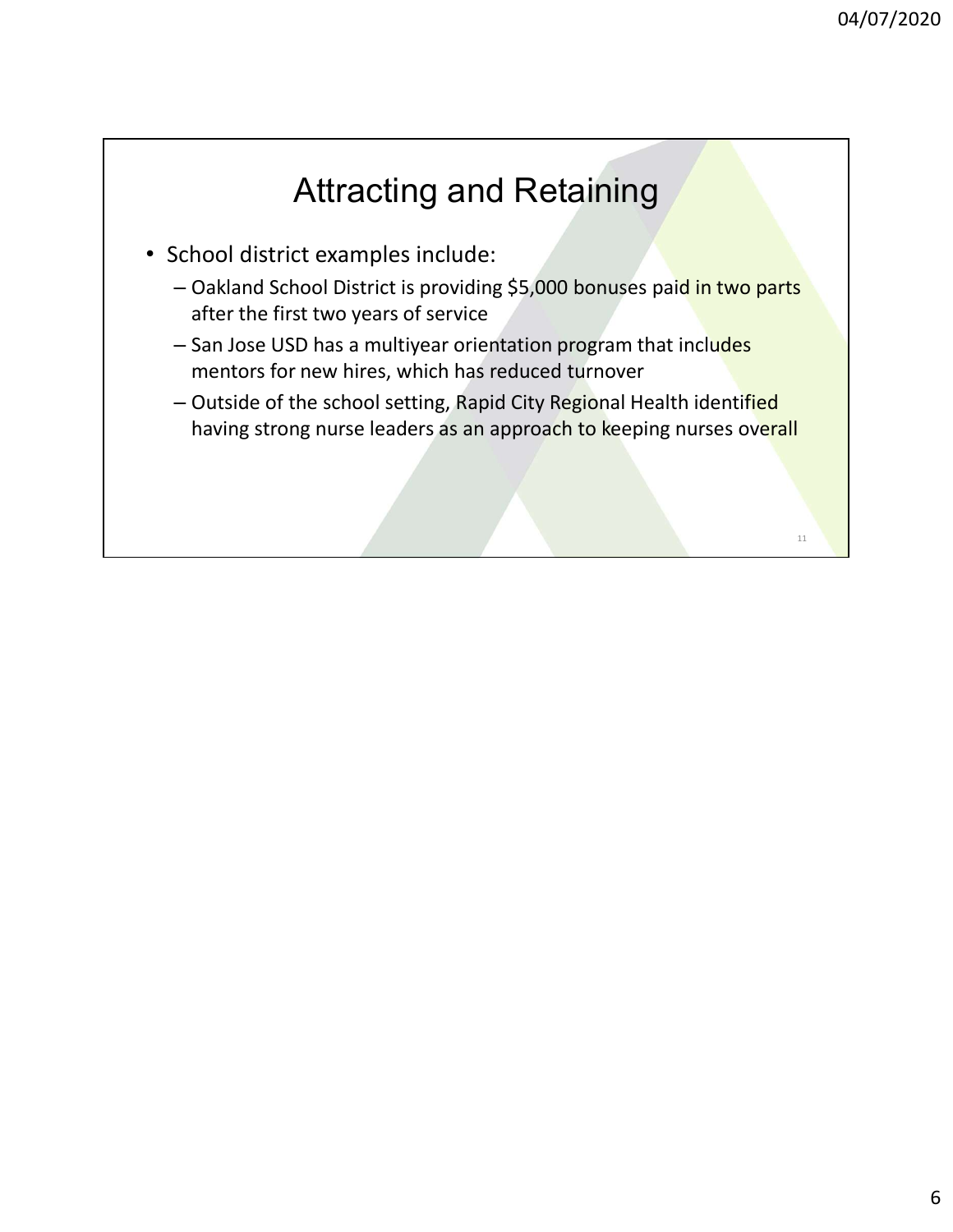# Attracting and Retaining

- School district examples include:
  - Oakland School District is providing $5,000 bonuses paid in two parts after the first two years of service
  - San Jose USD has a multiyear orientation program that includes mentors for new hires, which has reduced turnover
  - Outside of the school setting, Rapid City Regional Health identified having strong nurse leaders as an approach to keeping nurses overall